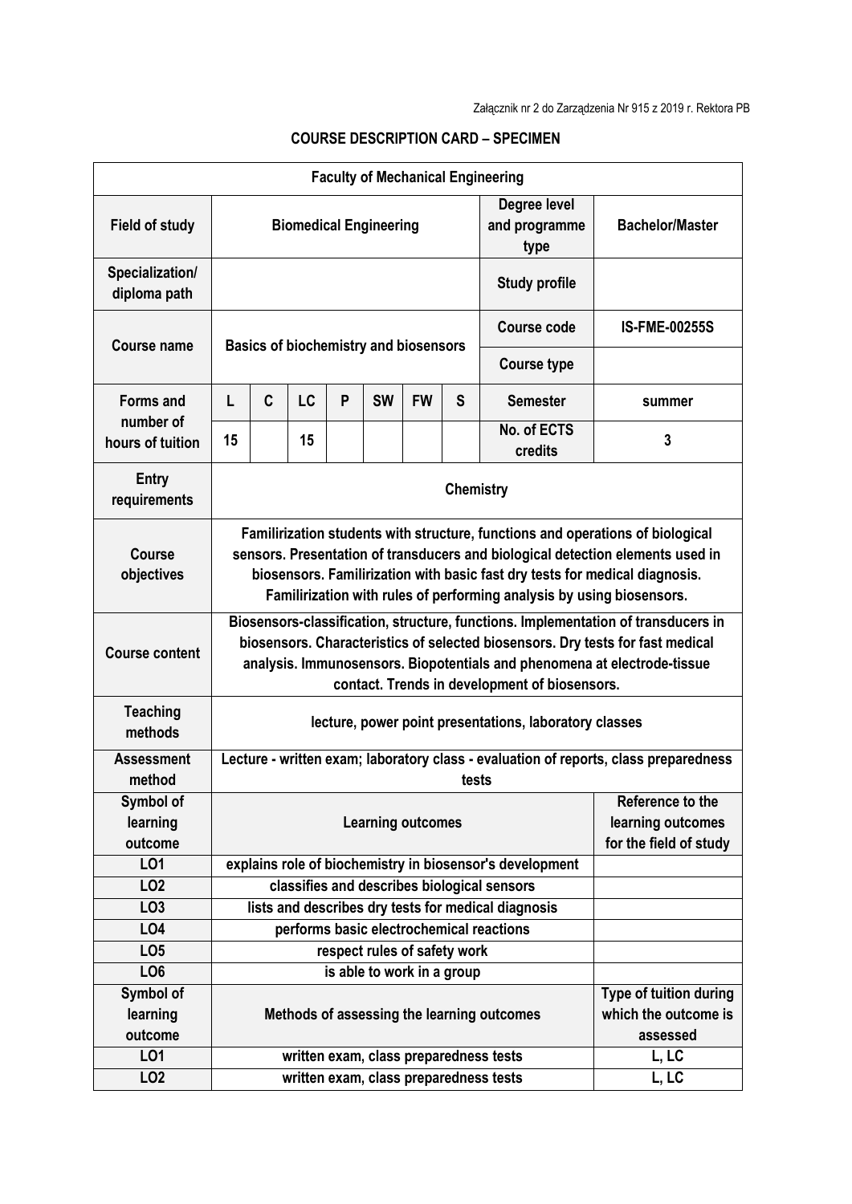Załącznik nr 2 do Zarządzenia Nr 915 z 2019 r. Rektora PB

# COURSE DESCRIPTION CARD – SPECIMEN

| Faculty of Mechanical Engineering | | | | | | | | | |
|---|---|---|---|---|---|---|---|---|---|
| **Field of study** | **Biomedical Engineering** | | | | | | | **Degree level and programme type** | **Bachelor/Master** |
| **Specialization/ diploma path** | | | | | | | | **Study profile** | |
| **Course name** | **Basics of biochemistry and biosensors** | | | | | | | **Course code** | **IS-FME-00255S** |
| | | | | | | | | **Course type** | |
| **Forms and number of hours of tuition** | **L** | **C** | **LC** | **P** | **SW** | **FW** | **S** | **Semester** | **summer** |
| | **15** | | **15** | | | | | **No. of ECTS credits** | **3** |
| **Entry requirements** | **Chemistry** | | | | | | | | |
| **Course objectives** | **Familirization students with structure, functions and operations of biological sensors. Presentation of transducers and biological detection elements used in biosensors. Familirization with basic fast dry tests for medical diagnosis. Familirization with rules of performing analysis by using biosensors.** | | | | | | | | |
| **Course content** | **Biosensors-classification, structure, functions. Implementation of transducers in biosensors. Characteristics of selected biosensors. Dry tests for fast medical analysis. Immunosensors. Biopotentials and phenomena at electrode-tissue contact. Trends in development of biosensors.** | | | | | | | | |
| **Teaching methods** | **lecture, power point presentations, laboratory classes** | | | | | | | | |
| **Assessment method** | **Lecture - written exam; laboratory class - evaluation of reports, class preparedness tests** | | | | | | | | |

| Symbol of learning outcome | Learning outcomes | Reference to the learning outcomes for the field of study |
|---|---|---|
| LO1 | explains role of biochemistry in biosensor's development | |
| LO2 | classifies and describes biological sensors | |
| LO3 | lists and describes dry tests for medical diagnosis | |
| LO4 | performs basic electrochemical reactions | |
| LO5 | respect rules of safety work | |
| LO6 | is able to work in a group | |

| Symbol of learning outcome | Methods of assessing the learning outcomes | Type of tuition during which the outcome is assessed |
|---|---|---|
| LO1 | written exam, class preparedness tests | L, LC |
| LO2 | written exam, class preparedness tests | L, LC |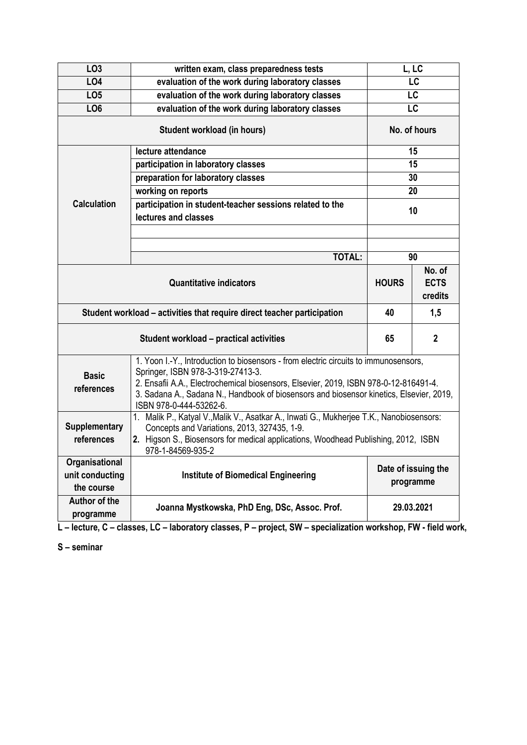| | | | |
|---|---|---|---|
| LO3 | written exam, class preparedness tests | L, LC | |
| LO4 | evaluation of the work during laboratory classes | LC | |
| LO5 | evaluation of the work during laboratory classes | LC | |
| LO6 | evaluation of the work during laboratory classes | LC | |
| **Student workload (in hours)** | | **No. of hours** | |
| **Calculation** | lecture attendance | 15 | |
| | participation in laboratory classes | 15 | |
| | preparation for laboratory classes | 30 | |
| | working on reports | 20 | |
| | participation in student-teacher sessions related to the lectures and classes | 10 | |
| | | | |
| | | | |
| | **TOTAL:** | **90** | |
| **Quantitative indicators** | | **HOURS** | **No. of ECTS credits** |
| **Student workload – activities that require direct teacher participation** | | 40 | 1,5 |
| **Student workload – practical activities** | | 65 | 2 |
| **Basic references** | 1. Yoon I.-Y., Introduction to biosensors - from electric circuits to immunosensors, Springer, ISBN 978-3-319-27413-3.<br>2. Ensafii A.A., Electrochemical biosensors, Elsevier, 2019, ISBN 978-0-12-816491-4.<br>3. Sadana A., Sadana N., Handbook of biosensors and biosensor kinetics, Elsevier, 2019, ISBN 978-0-444-53262-6. | | |
| **Supplementary references** | 1. Malik P., Katyal V.,Malik V., Asatkar A., Inwati G., Mukherjee T.K., Nanobiosensors: Concepts and Variations, 2013, 327435, 1-9.<br>2. Higson S., Biosensors for medical applications, Woodhead Publishing, 2012, ISBN 978-1-84569-935-2 | | |
| **Organisational unit conducting the course** | **Institute of Biomedical Engineering** | **Date of issuing the programme** | |
| **Author of the programme** | **Joanna Mystkowska, PhD Eng, DSc, Assoc. Prof.** | **29.03.2021** | |

**L – lecture, C – classes, LC – laboratory classes, P – project, SW – specialization workshop, FW - field work, S – seminar**